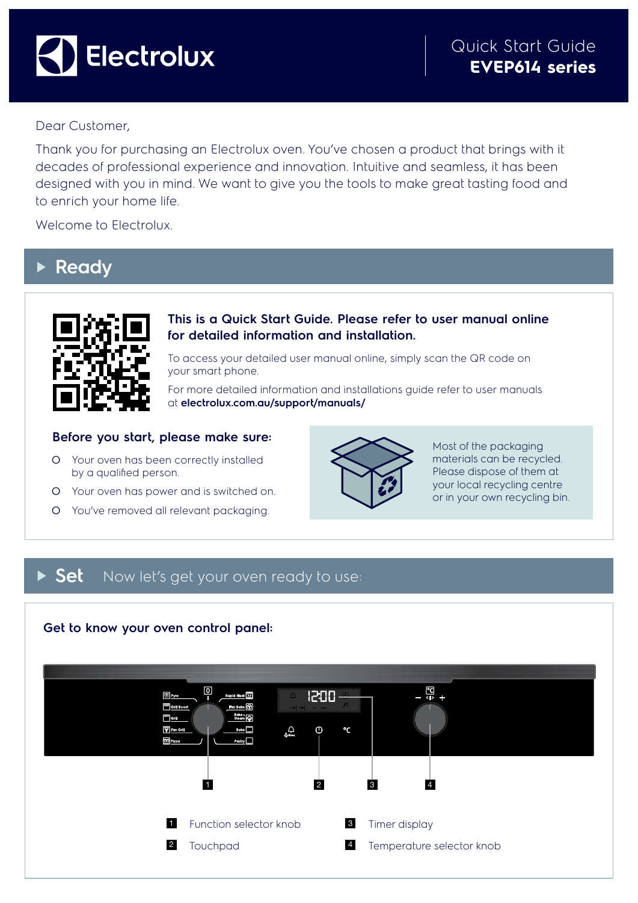# Electrolux

Quick Start Guide
**EVEP614 series**

Dear Customer,

Thank you for purchasing an Electrolux oven. You've chosen a product that brings with it decades of professional experience and innovation. Intuitive and seamless, it has been designed with you in mind. We want to give you the tools to make great tasting food and to enrich your home life.

Welcome to Electrolux.

## Ready

**This is a Quick Start Guide. Please refer to user manual online for detailed information and installation.**

To access your detailed user manual online, simply scan the QR code on your smart phone.

For more detailed information and installations guide refer to user manuals at **electrolux.com.au/support/manuals/**

### Before you start, please make sure:

- Your oven has been correctly installed by a qualified person.
- Your oven has power and is switched on.
- You've removed all relevant packaging.

Most of the packaging materials can be recycled. Please dispose of them at your local recycling centre or in your own recycling bin.

## Set Now let's get your oven ready to use:

### Get to know your oven control panel:

Pyro
Grill Boost
Grill
Fan Grill
Pizza
Rapid Heat
Fan Bake
Bake + Steam
Bake
Pastry
12:00
°C

1. Function selector knob
2. Touchpad
3. Timer display
4. Temperature selector knob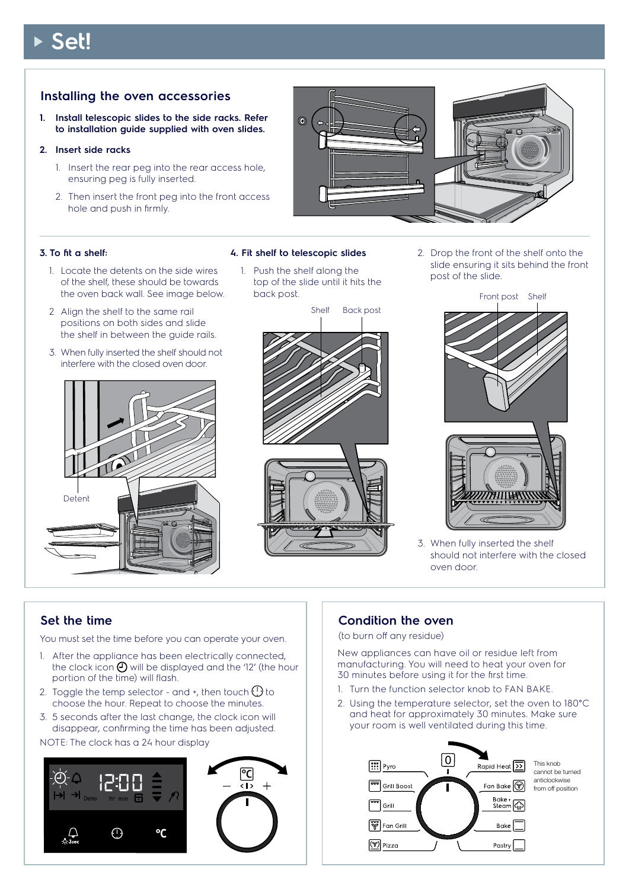# Set!

## Installing the oven accessories

1. **Install telescopic slides to the side racks. Refer to installation guide supplied with oven slides.**
2. **Insert side racks**
   1. Insert the rear peg into the rear access hole, ensuring peg is fully inserted.
   2. Then insert the front peg into the front access hole and push in firmly.

**3. To fit a shelf:**

1. Locate the detents on the side wires of the shelf, these should be towards the oven back wall. See image below.
2. Align the shelf to the same rail positions on both sides and slide the shelf in between the guide rails.
3. When fully inserted the shelf should not interfere with the closed oven door.

Detent

**4. Fit shelf to telescopic slides**

1. Push the shelf along the top of the slide until it hits the back post.

Shelf   Back post

2. Drop the front of the shelf onto the slide ensuring it sits behind the front post of the slide.

Front post   Shelf

3. When fully inserted the shelf should not interfere with the closed oven door.

## Set the time

You must set the time before you can operate your oven.

1. After the appliance has been electrically connected, the clock icon will be displayed and the '12' (the hour portion of the time) will flash.
2. Toggle the temp selector - and +, then touch to choose the hour. Repeat to choose the minutes.
3. 5 seconds after the last change, the clock icon will disappear, confirming the time has been adjusted.

NOTE: The clock has a 24 hour display

12:00
Demo
hr min
3sec
°C
– +

## Condition the oven

(to burn off any residue)

New appliances can have oil or residue left from manufacturing. You will need to heat your oven for 30 minutes before using it for the first time.

1. Turn the function selector knob to FAN BAKE.
2. Using the temperature selector, set the oven to 180°C and heat for approximately 30 minutes. Make sure your room is well ventilated during this time.

0
Pyro
Grill Boost
Grill
Fan Grill
Pizza
Rapid Heat
Fan Bake
Bake + Steam
Bake
Pastry

This knob cannot be turned anticlockwise from off position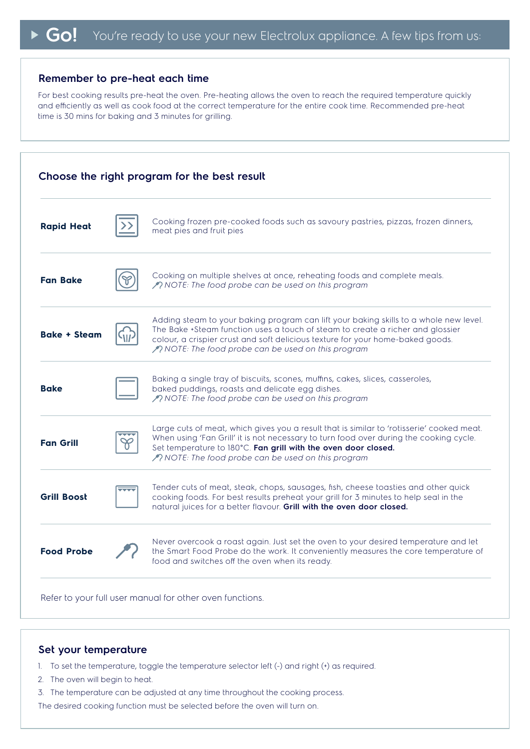# ▶ Go! You're ready to use your new Electrolux appliance. A few tips from us:

## Remember to pre-heat each time

For best cooking results pre-heat the oven. Pre-heating allows the oven to reach the required temperature quickly and efficiently as well as cook food at the correct temperature for the entire cook time. Recommended pre-heat time is 30 mins for baking and 3 minutes for grilling.

## Choose the right program for the best result

| | |
|---|---|
| **Rapid Heat** | Cooking frozen pre-cooked foods such as savoury pastries, pizzas, frozen dinners, meat pies and fruit pies |
| **Fan Bake** | Cooking on multiple shelves at once, reheating foods and complete meals. *NOTE: The food probe can be used on this program* |
| **Bake + Steam** | Adding steam to your baking program can lift your baking skills to a whole new level. The Bake +Steam function uses a touch of steam to create a richer and glossier colour, a crispier crust and soft delicious texture for your home-baked goods. *NOTE: The food probe can be used on this program* |
| **Bake** | Baking a single tray of biscuits, scones, muffins, cakes, slices, casseroles, baked puddings, roasts and delicate egg dishes. *NOTE: The food probe can be used on this program* |
| **Fan Grill** | Large cuts of meat, which gives you a result that is similar to 'rotisserie' cooked meat. When using 'Fan Grill' it is not necessary to turn food over during the cooking cycle. Set temperature to 180°C. **Fan grill with the oven door closed.** *NOTE: The food probe can be used on this program* |
| **Grill Boost** | Tender cuts of meat, steak, chops, sausages, fish, cheese toasties and other quick cooking foods. For best results preheat your grill for 3 minutes to help seal in the natural juices for a better flavour. **Grill with the oven door closed.** |
| **Food Probe** | Never overcook a roast again. Just set the oven to your desired temperature and let the Smart Food Probe do the work. It conveniently measures the core temperature of food and switches off the oven when its ready. |

Refer to your full user manual for other oven functions.

## Set your temperature

1. To set the temperature, toggle the temperature selector left (-) and right (+) as required.
2. The oven will begin to heat.
3. The temperature can be adjusted at any time throughout the cooking process.

The desired cooking function must be selected before the oven will turn on.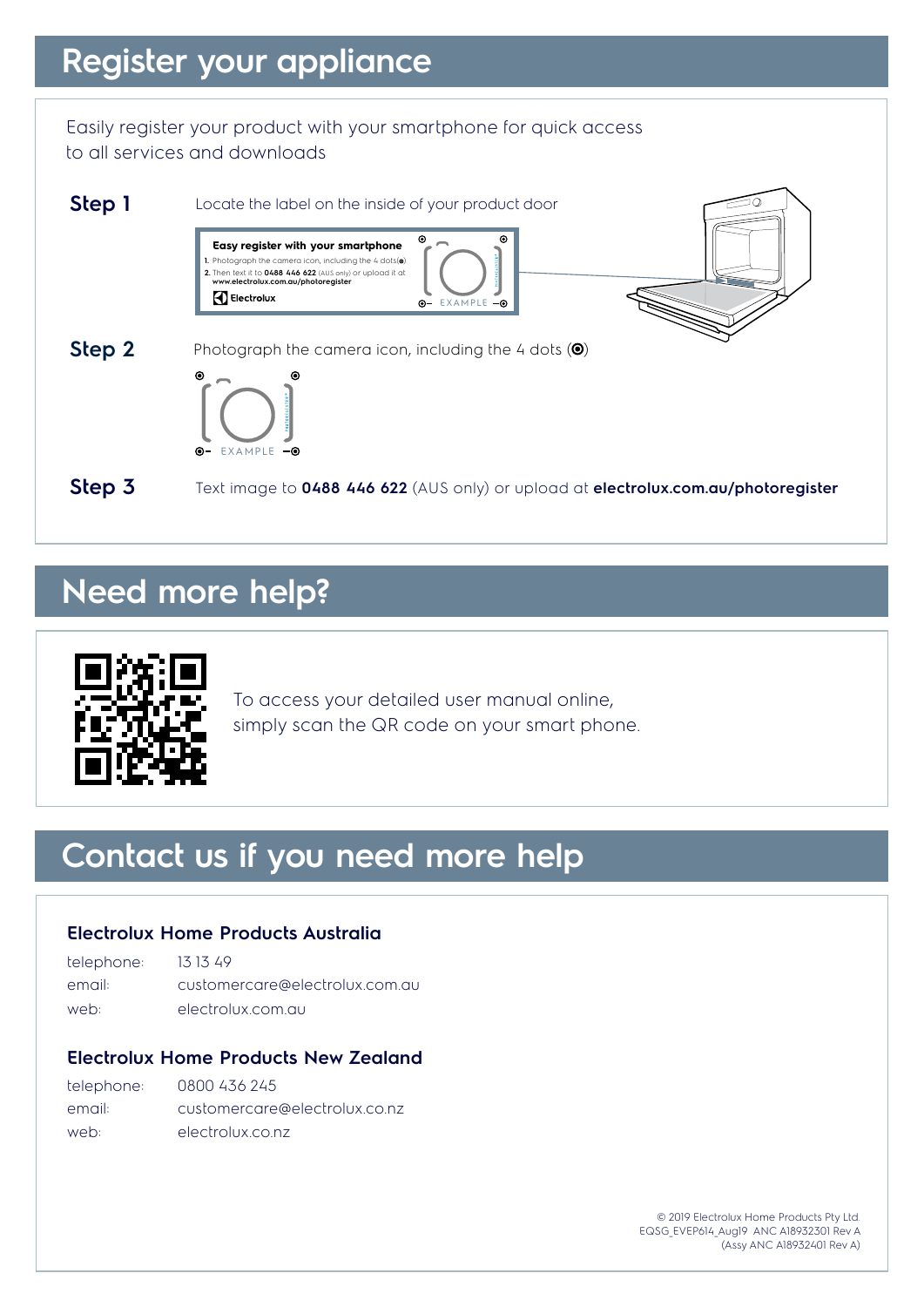## Register your appliance

Easily register your product with your smartphone for quick access to all services and downloads

**Step 1** Locate the label on the inside of your product door

**Easy register with your smartphone**

1. Photograph the camera icon, including the 4 dots(⦿)
2. Then text it to **0488 446 622** (AUS only) or upload it at **www.electrolux.com.au/photoregister**

Electrolux

EXAMPLE

**Step 2** Photograph the camera icon, including the 4 dots (⦿)

EXAMPLE

**Step 3** Text image to **0488 446 622** (AUS only) or upload at **electrolux.com.au/photoregister**

## Need more help?

To access your detailed user manual online, simply scan the QR code on your smart phone.

## Contact us if you need more help

### Electrolux Home Products Australia

| | |
|---|---|
| telephone: | 13 13 49 |
| email: | customercare@electrolux.com.au |
| web: | electrolux.com.au |

### Electrolux Home Products New Zealand

| | |
|---|---|
| telephone: | 0800 436 245 |
| email: | customercare@electrolux.co.nz |
| web: | electrolux.co.nz |

© 2019 Electrolux Home Products Pty Ltd.
EQSG_EVEP614_Aug19 ANC A18932301 Rev A
(Assy ANC A18932401 Rev A)